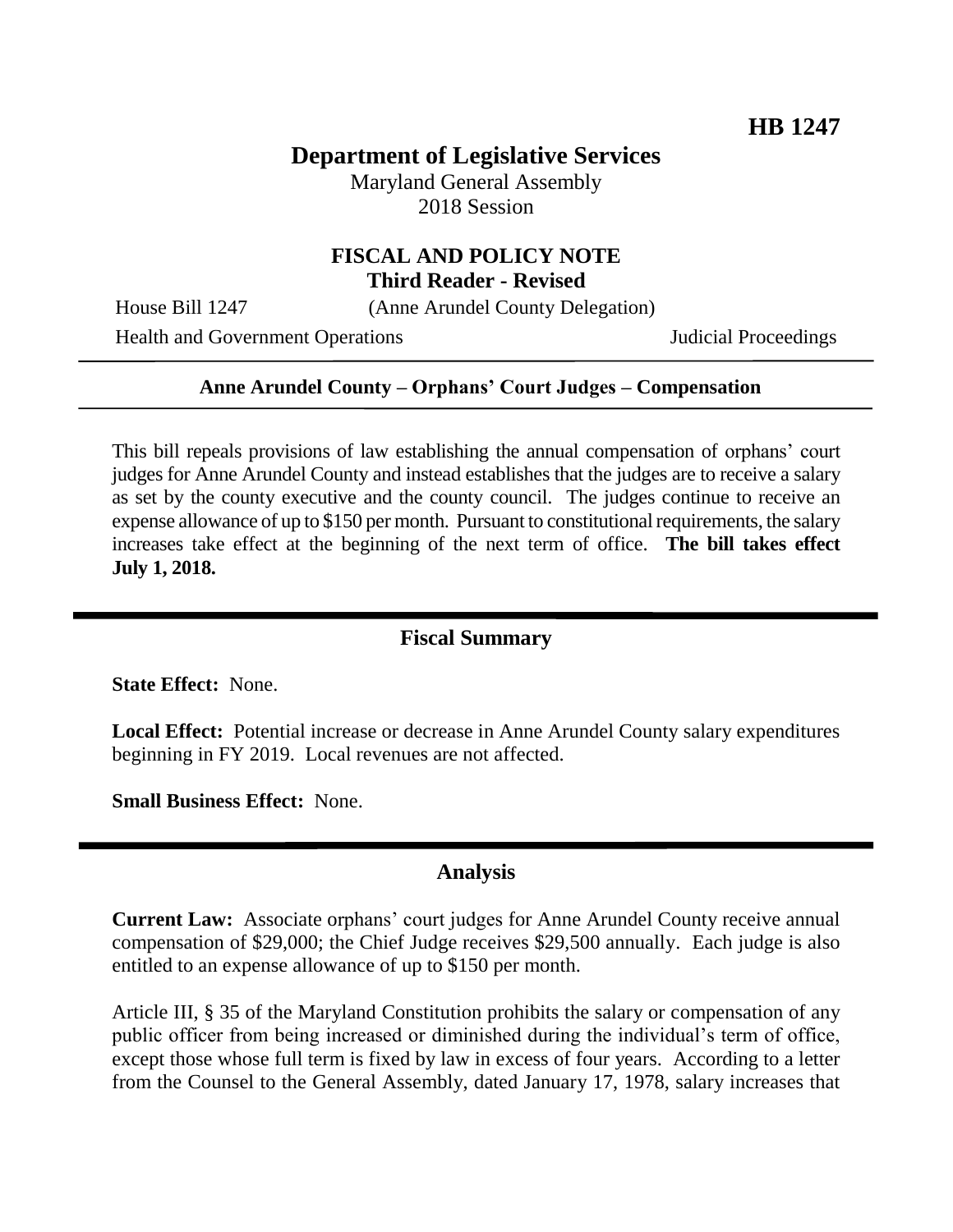**HB 1247**

# Department of Legislative Services

Maryland General Assembly
2018 Session

## FISCAL AND POLICY NOTE
**Third Reader - Revised**

House Bill 1247 (Anne Arundel County Delegation)

Health and Government Operations Judicial Proceedings

**Anne Arundel County – Orphans' Court Judges – Compensation**

This bill repeals provisions of law establishing the annual compensation of orphans' court judges for Anne Arundel County and instead establishes that the judges are to receive a salary as set by the county executive and the county council. The judges continue to receive an expense allowance of up to $150 per month. Pursuant to constitutional requirements, the salary increases take effect at the beginning of the next term of office. **The bill takes effect July 1, 2018.**

## Fiscal Summary

**State Effect:** None.

**Local Effect:** Potential increase or decrease in Anne Arundel County salary expenditures beginning in FY 2019. Local revenues are not affected.

**Small Business Effect:** None.

## Analysis

**Current Law:** Associate orphans' court judges for Anne Arundel County receive annual compensation of $29,000; the Chief Judge receives $29,500 annually. Each judge is also entitled to an expense allowance of up to $150 per month.

Article III, § 35 of the Maryland Constitution prohibits the salary or compensation of any public officer from being increased or diminished during the individual's term of office, except those whose full term is fixed by law in excess of four years. According to a letter from the Counsel to the General Assembly, dated January 17, 1978, salary increases that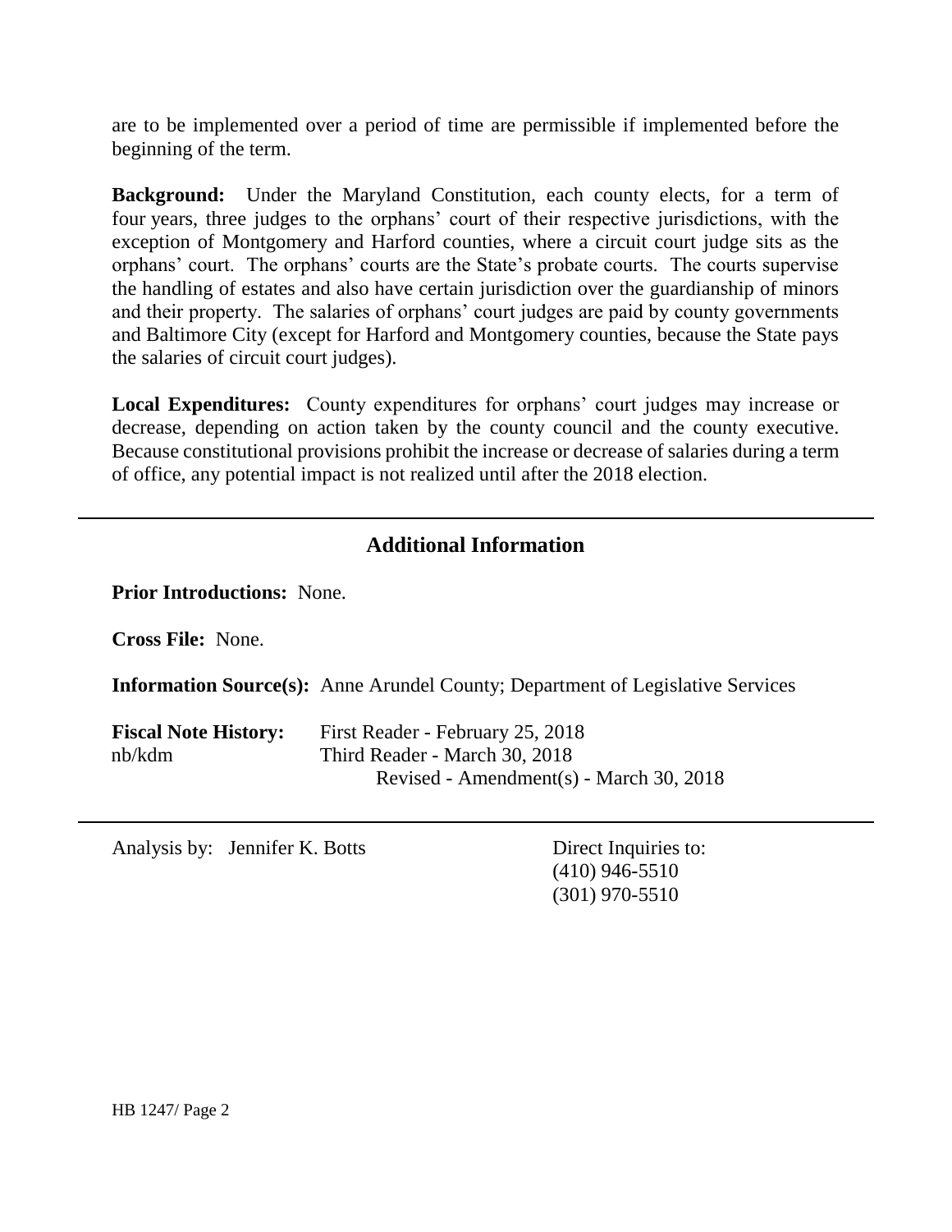are to be implemented over a period of time are permissible if implemented before the beginning of the term.

**Background:** Under the Maryland Constitution, each county elects, for a term of four years, three judges to the orphans' court of their respective jurisdictions, with the exception of Montgomery and Harford counties, where a circuit court judge sits as the orphans' court. The orphans' courts are the State's probate courts. The courts supervise the handling of estates and also have certain jurisdiction over the guardianship of minors and their property. The salaries of orphans' court judges are paid by county governments and Baltimore City (except for Harford and Montgomery counties, because the State pays the salaries of circuit court judges).

**Local Expenditures:** County expenditures for orphans' court judges may increase or decrease, depending on action taken by the county council and the county executive. Because constitutional provisions prohibit the increase or decrease of salaries during a term of office, any potential impact is not realized until after the 2018 election.

## Additional Information

**Prior Introductions:** None.

**Cross File:** None.

**Information Source(s):** Anne Arundel County; Department of Legislative Services

**Fiscal Note History:** First Reader - February 25, 2018
nb/kdm Third Reader - March 30, 2018
Revised - Amendment(s) - March 30, 2018

Analysis by: Jennifer K. Botts

Direct Inquiries to:
(410) 946-5510
(301) 970-5510